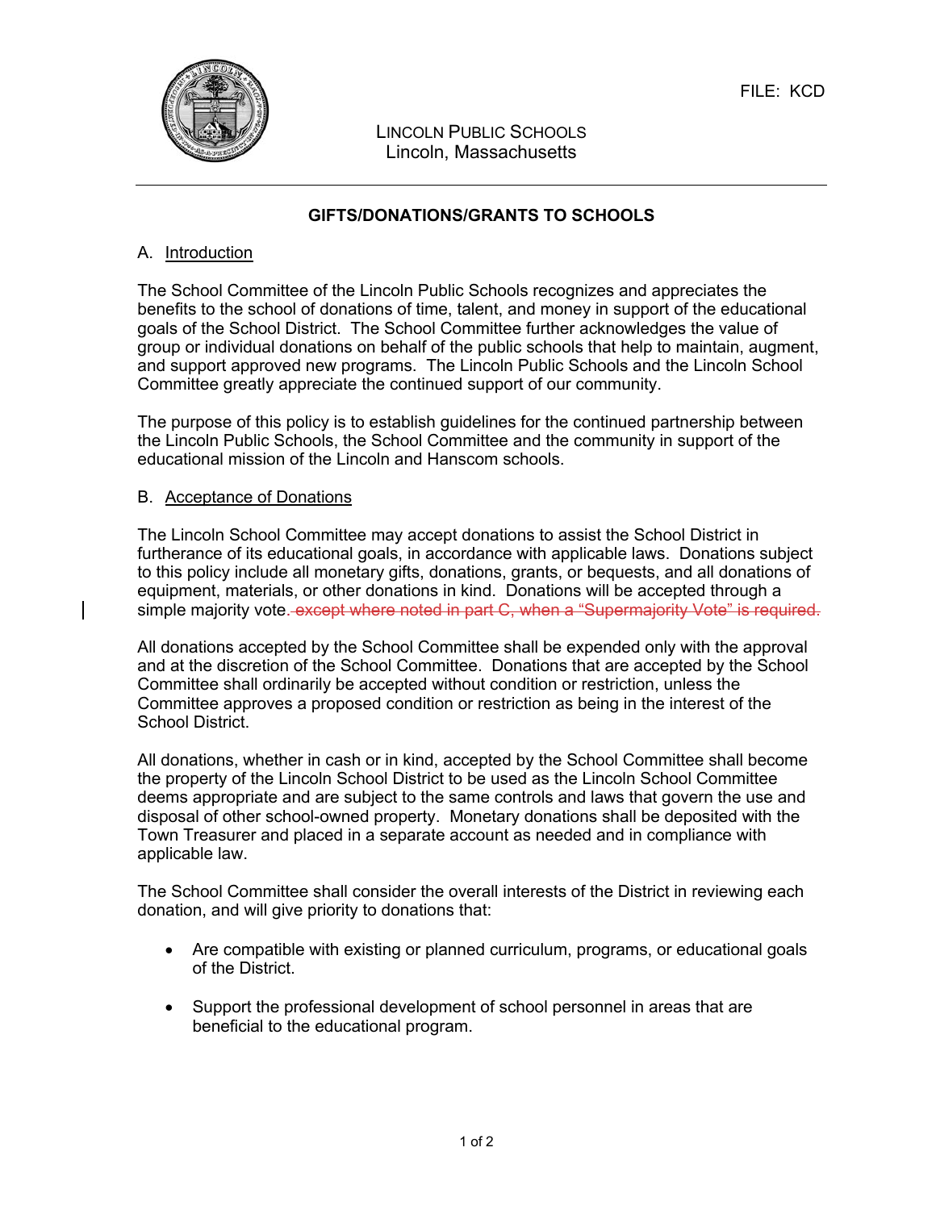FILE: KCD

LINCOLN PUBLIC SCHOOLS
Lincoln, Massachusetts

## GIFTS/DONATIONS/GRANTS TO SCHOOLS

### A. Introduction

The School Committee of the Lincoln Public Schools recognizes and appreciates the benefits to the school of donations of time, talent, and money in support of the educational goals of the School District. The School Committee further acknowledges the value of group or individual donations on behalf of the public schools that help to maintain, augment, and support approved new programs. The Lincoln Public Schools and the Lincoln School Committee greatly appreciate the continued support of our community.

The purpose of this policy is to establish guidelines for the continued partnership between the Lincoln Public Schools, the School Committee and the community in support of the educational mission of the Lincoln and Hanscom schools.

### B. Acceptance of Donations

The Lincoln School Committee may accept donations to assist the School District in furtherance of its educational goals, in accordance with applicable laws. Donations subject to this policy include all monetary gifts, donations, grants, or bequests, and all donations of equipment, materials, or other donations in kind. Donations will be accepted through a simple majority vote.~~ except where noted in part C, when a "Supermajority Vote" is required.~~

All donations accepted by the School Committee shall be expended only with the approval and at the discretion of the School Committee. Donations that are accepted by the School Committee shall ordinarily be accepted without condition or restriction, unless the Committee approves a proposed condition or restriction as being in the interest of the School District.

All donations, whether in cash or in kind, accepted by the School Committee shall become the property of the Lincoln School District to be used as the Lincoln School Committee deems appropriate and are subject to the same controls and laws that govern the use and disposal of other school-owned property. Monetary donations shall be deposited with the Town Treasurer and placed in a separate account as needed and in compliance with applicable law.

The School Committee shall consider the overall interests of the District in reviewing each donation, and will give priority to donations that:

- Are compatible with existing or planned curriculum, programs, or educational goals of the District.
- Support the professional development of school personnel in areas that are beneficial to the educational program.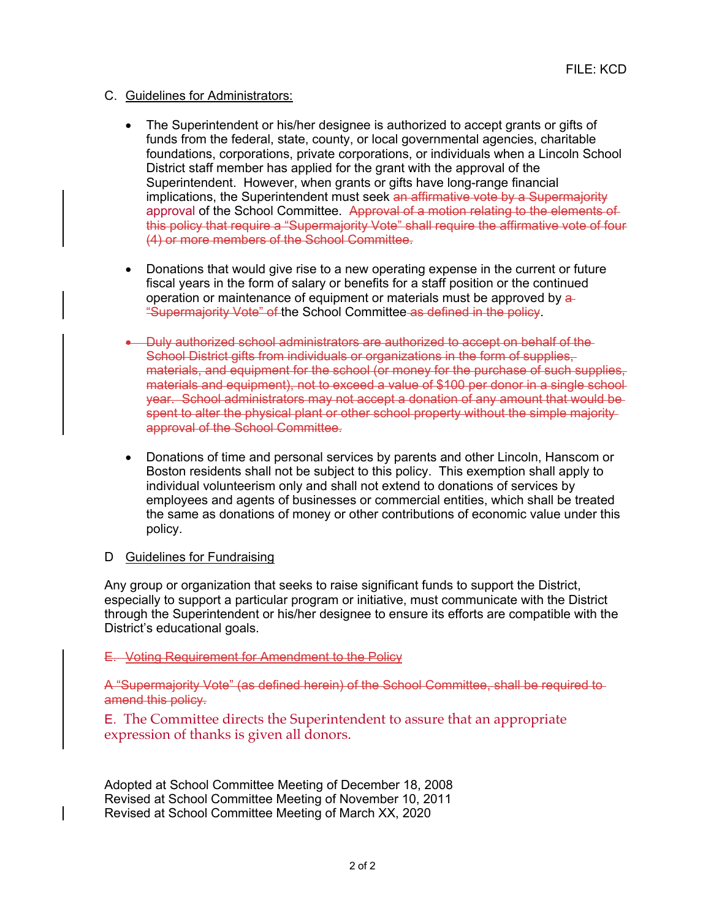C. Guidelines for Administrators:

- The Superintendent or his/her designee is authorized to accept grants or gifts of funds from the federal, state, county, or local governmental agencies, charitable foundations, corporations, private corporations, or individuals when a Lincoln School District staff member has applied for the grant with the approval of the Superintendent. However, when grants or gifts have long-range financial implications, the Superintendent must seek ~~an affirmative vote by a Supermajority~~ approval of the School Committee. ~~Approval of a motion relating to the elements of this policy that require a "Supermajority Vote" shall require the affirmative vote of four (4) or more members of the School Committee.~~

- Donations that would give rise to a new operating expense in the current or future fiscal years in the form of salary or benefits for a staff position or the continued operation or maintenance of equipment or materials must be approved by ~~a "Supermajority Vote" of~~ the School Committee ~~as defined in the policy~~.

- ~~Duly authorized school administrators are authorized to accept on behalf of the School District gifts from individuals or organizations in the form of supplies, materials, and equipment for the school (or money for the purchase of such supplies, materials and equipment), not to exceed a value of $100 per donor in a single school year. School administrators may not accept a donation of any amount that would be spent to alter the physical plant or other school property without the simple majority approval of the School Committee.~~

- Donations of time and personal services by parents and other Lincoln, Hanscom or Boston residents shall not be subject to this policy. This exemption shall apply to individual volunteerism only and shall not extend to donations of services by employees and agents of businesses or commercial entities, which shall be treated the same as donations of money or other contributions of economic value under this policy.

D Guidelines for Fundraising

Any group or organization that seeks to raise significant funds to support the District, especially to support a particular program or initiative, must communicate with the District through the Superintendent or his/her designee to ensure its efforts are compatible with the District's educational goals.

~~E. Voting Requirement for Amendment to the Policy~~

~~A "Supermajority Vote" (as defined herein) of the School Committee, shall be required to amend this policy.~~

E. The Committee directs the Superintendent to assure that an appropriate expression of thanks is given all donors.

Adopted at School Committee Meeting of December 18, 2008
Revised at School Committee Meeting of November 10, 2011
Revised at School Committee Meeting of March XX, 2020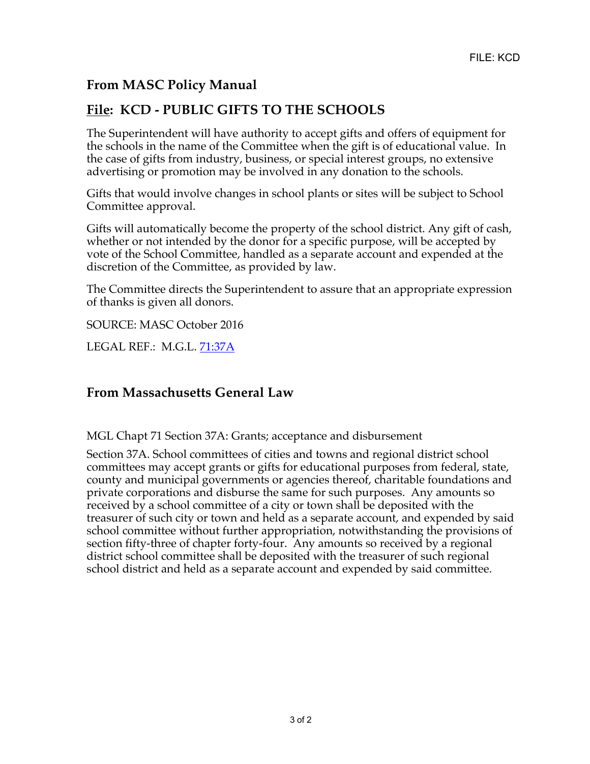FILE: KCD

## From MASC Policy Manual

## <u>File</u>: KCD - PUBLIC GIFTS TO THE SCHOOLS

The Superintendent will have authority to accept gifts and offers of equipment for the schools in the name of the Committee when the gift is of educational value. In the case of gifts from industry, business, or special interest groups, no extensive advertising or promotion may be involved in any donation to the schools.

Gifts that would involve changes in school plants or sites will be subject to School Committee approval.

Gifts will automatically become the property of the school district. Any gift of cash, whether or not intended by the donor for a specific purpose, will be accepted by vote of the School Committee, handled as a separate account and expended at the discretion of the Committee, as provided by law.

The Committee directs the Superintendent to assure that an appropriate expression of thanks is given all donors.

SOURCE: MASC October 2016

LEGAL REF.: M.G.L. 71:37A

## From Massachusetts General Law

MGL Chapt 71 Section 37A: Grants; acceptance and disbursement

Section 37A. School committees of cities and towns and regional district school committees may accept grants or gifts for educational purposes from federal, state, county and municipal governments or agencies thereof, charitable foundations and private corporations and disburse the same for such purposes. Any amounts so received by a school committee of a city or town shall be deposited with the treasurer of such city or town and held as a separate account, and expended by said school committee without further appropriation, notwithstanding the provisions of section fifty-three of chapter forty-four. Any amounts so received by a regional district school committee shall be deposited with the treasurer of such regional school district and held as a separate account and expended by said committee.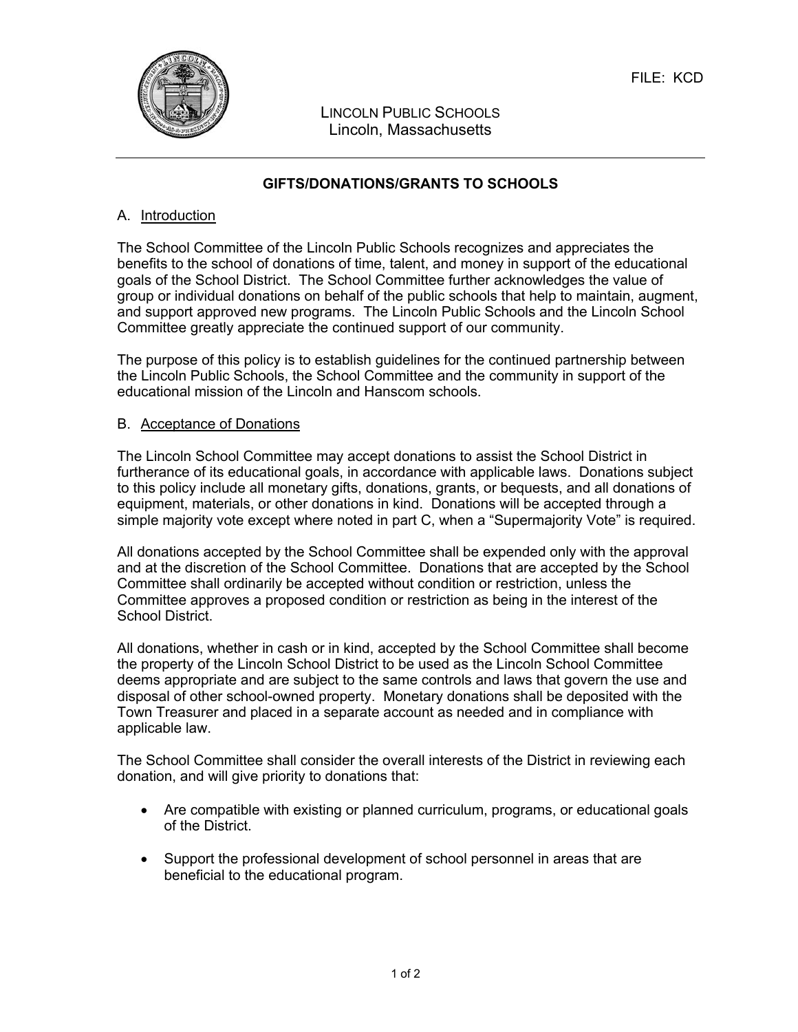FILE: KCD

LINCOLN PUBLIC SCHOOLS
Lincoln, Massachusetts

## GIFTS/DONATIONS/GRANTS TO SCHOOLS

### A. Introduction

The School Committee of the Lincoln Public Schools recognizes and appreciates the benefits to the school of donations of time, talent, and money in support of the educational goals of the School District. The School Committee further acknowledges the value of group or individual donations on behalf of the public schools that help to maintain, augment, and support approved new programs. The Lincoln Public Schools and the Lincoln School Committee greatly appreciate the continued support of our community.

The purpose of this policy is to establish guidelines for the continued partnership between the Lincoln Public Schools, the School Committee and the community in support of the educational mission of the Lincoln and Hanscom schools.

### B. Acceptance of Donations

The Lincoln School Committee may accept donations to assist the School District in furtherance of its educational goals, in accordance with applicable laws. Donations subject to this policy include all monetary gifts, donations, grants, or bequests, and all donations of equipment, materials, or other donations in kind. Donations will be accepted through a simple majority vote except where noted in part C, when a "Supermajority Vote" is required.

All donations accepted by the School Committee shall be expended only with the approval and at the discretion of the School Committee. Donations that are accepted by the School Committee shall ordinarily be accepted without condition or restriction, unless the Committee approves a proposed condition or restriction as being in the interest of the School District.

All donations, whether in cash or in kind, accepted by the School Committee shall become the property of the Lincoln School District to be used as the Lincoln School Committee deems appropriate and are subject to the same controls and laws that govern the use and disposal of other school-owned property. Monetary donations shall be deposited with the Town Treasurer and placed in a separate account as needed and in compliance with applicable law.

The School Committee shall consider the overall interests of the District in reviewing each donation, and will give priority to donations that:

- Are compatible with existing or planned curriculum, programs, or educational goals of the District.
- Support the professional development of school personnel in areas that are beneficial to the educational program.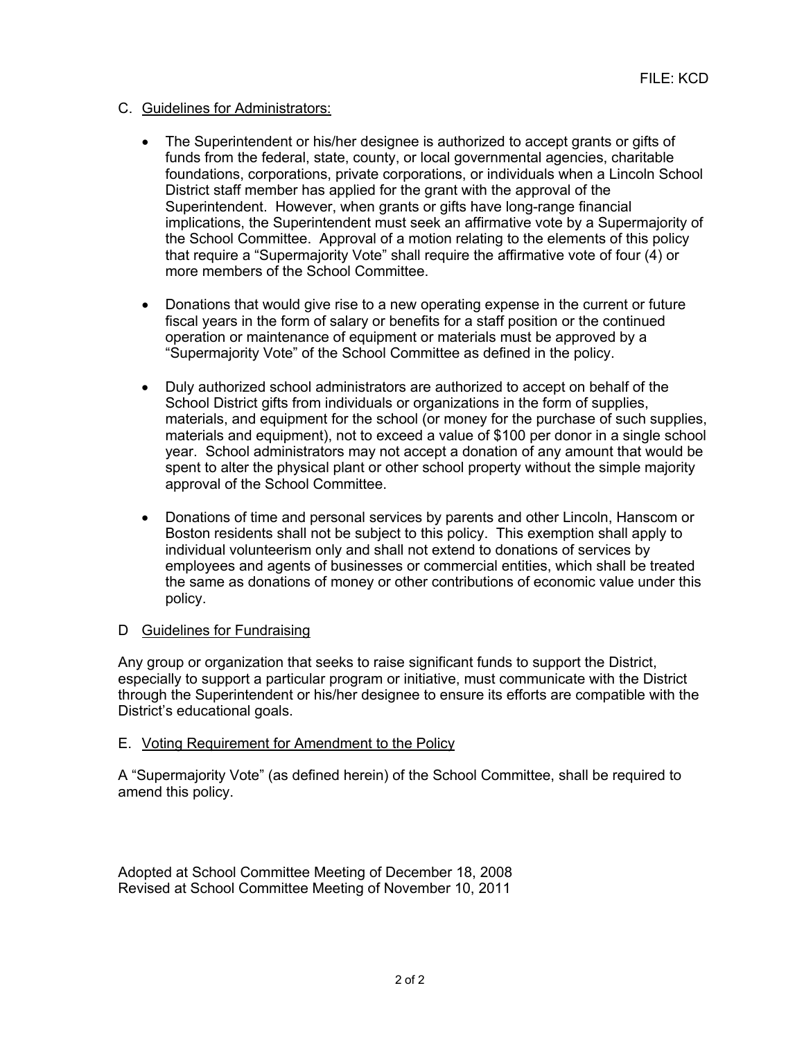FILE: KCD

C. Guidelines for Administrators:

- The Superintendent or his/her designee is authorized to accept grants or gifts of funds from the federal, state, county, or local governmental agencies, charitable foundations, corporations, private corporations, or individuals when a Lincoln School District staff member has applied for the grant with the approval of the Superintendent. However, when grants or gifts have long-range financial implications, the Superintendent must seek an affirmative vote by a Supermajority of the School Committee. Approval of a motion relating to the elements of this policy that require a "Supermajority Vote" shall require the affirmative vote of four (4) or more members of the School Committee.

- Donations that would give rise to a new operating expense in the current or future fiscal years in the form of salary or benefits for a staff position or the continued operation or maintenance of equipment or materials must be approved by a "Supermajority Vote" of the School Committee as defined in the policy.

- Duly authorized school administrators are authorized to accept on behalf of the School District gifts from individuals or organizations in the form of supplies, materials, and equipment for the school (or money for the purchase of such supplies, materials and equipment), not to exceed a value of $100 per donor in a single school year. School administrators may not accept a donation of any amount that would be spent to alter the physical plant or other school property without the simple majority approval of the School Committee.

- Donations of time and personal services by parents and other Lincoln, Hanscom or Boston residents shall not be subject to this policy. This exemption shall apply to individual volunteerism only and shall not extend to donations of services by employees and agents of businesses or commercial entities, which shall be treated the same as donations of money or other contributions of economic value under this policy.

D Guidelines for Fundraising

Any group or organization that seeks to raise significant funds to support the District, especially to support a particular program or initiative, must communicate with the District through the Superintendent or his/her designee to ensure its efforts are compatible with the District's educational goals.

E. Voting Requirement for Amendment to the Policy

A "Supermajority Vote" (as defined herein) of the School Committee, shall be required to amend this policy.

Adopted at School Committee Meeting of December 18, 2008
Revised at School Committee Meeting of November 10, 2011